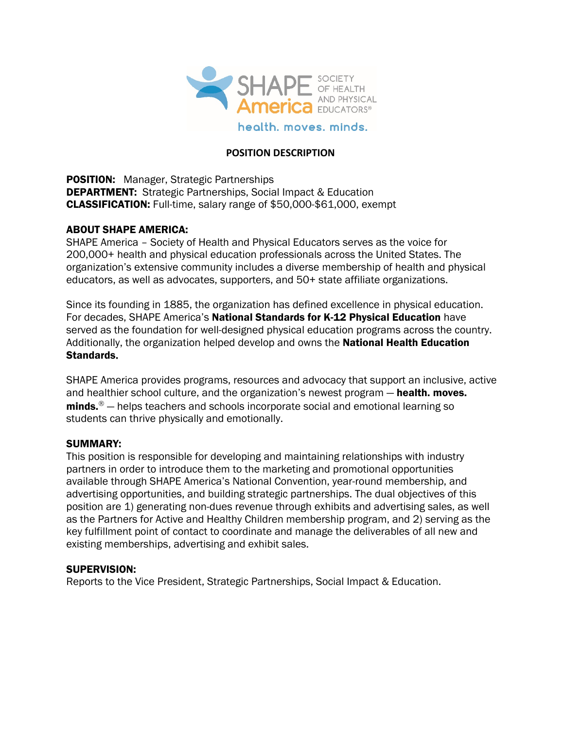SHAPE America SOCIETY OF HEALTH AND PHYSICAL EDUCATORS®

health. moves. minds.

## POSITION DESCRIPTION

**POSITION:** Manager, Strategic Partnerships
**DEPARTMENT:** Strategic Partnerships, Social Impact & Education
**CLASSIFICATION:** Full-time, salary range of $50,000-$61,000, exempt

### ABOUT SHAPE AMERICA:

SHAPE America – Society of Health and Physical Educators serves as the voice for 200,000+ health and physical education professionals across the United States. The organization's extensive community includes a diverse membership of health and physical educators, as well as advocates, supporters, and 50+ state affiliate organizations.

Since its founding in 1885, the organization has defined excellence in physical education. For decades, SHAPE America's **National Standards for K-12 Physical Education** have served as the foundation for well-designed physical education programs across the country. Additionally, the organization helped develop and owns the **National Health Education Standards.**

SHAPE America provides programs, resources and advocacy that support an inclusive, active and healthier school culture, and the organization's newest program — **health. moves. minds.**® — helps teachers and schools incorporate social and emotional learning so students can thrive physically and emotionally.

### SUMMARY:

This position is responsible for developing and maintaining relationships with industry partners in order to introduce them to the marketing and promotional opportunities available through SHAPE America's National Convention, year-round membership, and advertising opportunities, and building strategic partnerships. The dual objectives of this position are 1) generating non-dues revenue through exhibits and advertising sales, as well as the Partners for Active and Healthy Children membership program, and 2) serving as the key fulfillment point of contact to coordinate and manage the deliverables of all new and existing memberships, advertising and exhibit sales.

### SUPERVISION:

Reports to the Vice President, Strategic Partnerships, Social Impact & Education.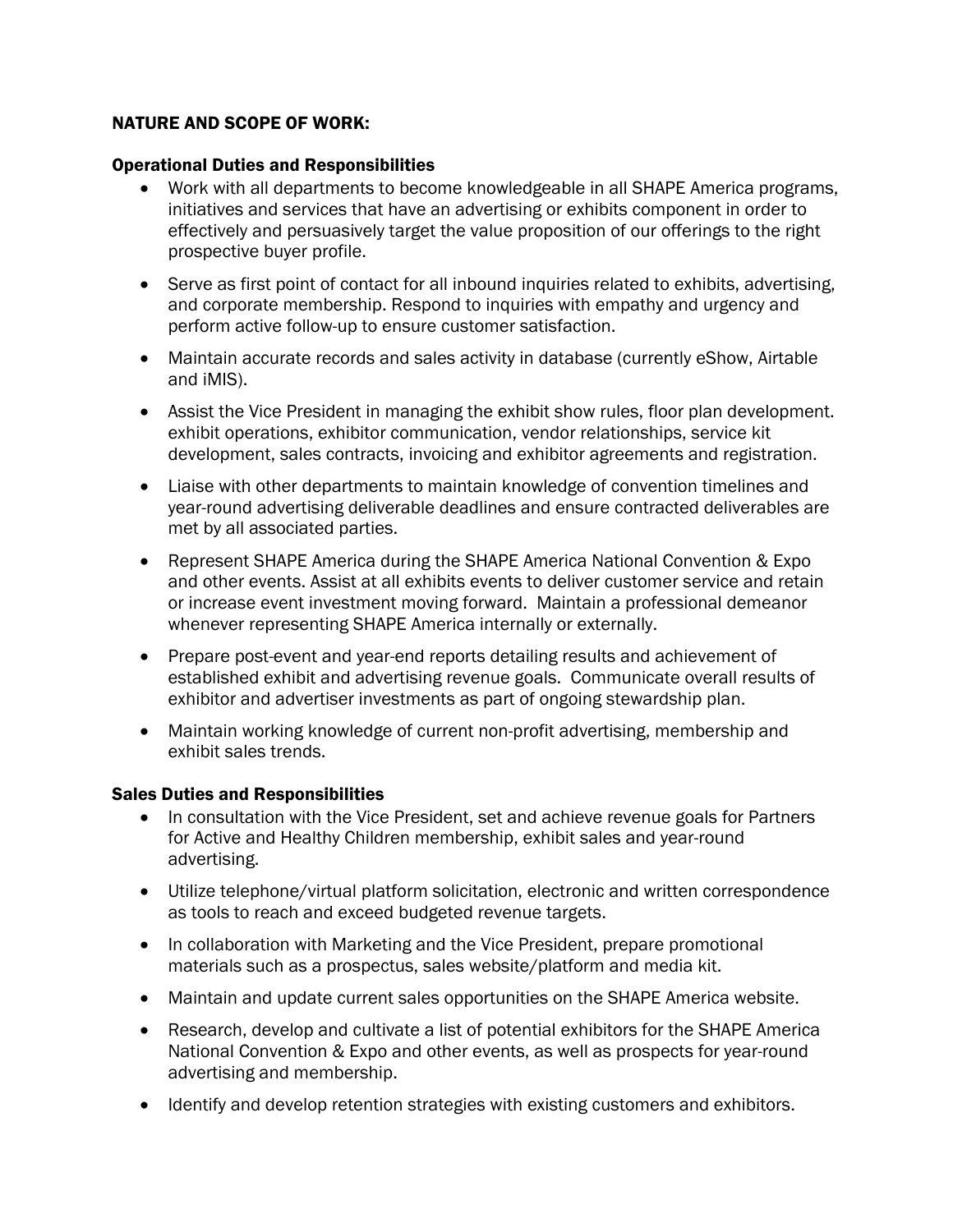## NATURE AND SCOPE OF WORK:

### Operational Duties and Responsibilities

- Work with all departments to become knowledgeable in all SHAPE America programs, initiatives and services that have an advertising or exhibits component in order to effectively and persuasively target the value proposition of our offerings to the right prospective buyer profile.
- Serve as first point of contact for all inbound inquiries related to exhibits, advertising, and corporate membership. Respond to inquiries with empathy and urgency and perform active follow-up to ensure customer satisfaction.
- Maintain accurate records and sales activity in database (currently eShow, Airtable and iMIS).
- Assist the Vice President in managing the exhibit show rules, floor plan development. exhibit operations, exhibitor communication, vendor relationships, service kit development, sales contracts, invoicing and exhibitor agreements and registration.
- Liaise with other departments to maintain knowledge of convention timelines and year-round advertising deliverable deadlines and ensure contracted deliverables are met by all associated parties.
- Represent SHAPE America during the SHAPE America National Convention & Expo and other events. Assist at all exhibits events to deliver customer service and retain or increase event investment moving forward. Maintain a professional demeanor whenever representing SHAPE America internally or externally.
- Prepare post-event and year-end reports detailing results and achievement of established exhibit and advertising revenue goals. Communicate overall results of exhibitor and advertiser investments as part of ongoing stewardship plan.
- Maintain working knowledge of current non-profit advertising, membership and exhibit sales trends.

### Sales Duties and Responsibilities

- In consultation with the Vice President, set and achieve revenue goals for Partners for Active and Healthy Children membership, exhibit sales and year-round advertising.
- Utilize telephone/virtual platform solicitation, electronic and written correspondence as tools to reach and exceed budgeted revenue targets.
- In collaboration with Marketing and the Vice President, prepare promotional materials such as a prospectus, sales website/platform and media kit.
- Maintain and update current sales opportunities on the SHAPE America website.
- Research, develop and cultivate a list of potential exhibitors for the SHAPE America National Convention & Expo and other events, as well as prospects for year-round advertising and membership.
- Identify and develop retention strategies with existing customers and exhibitors.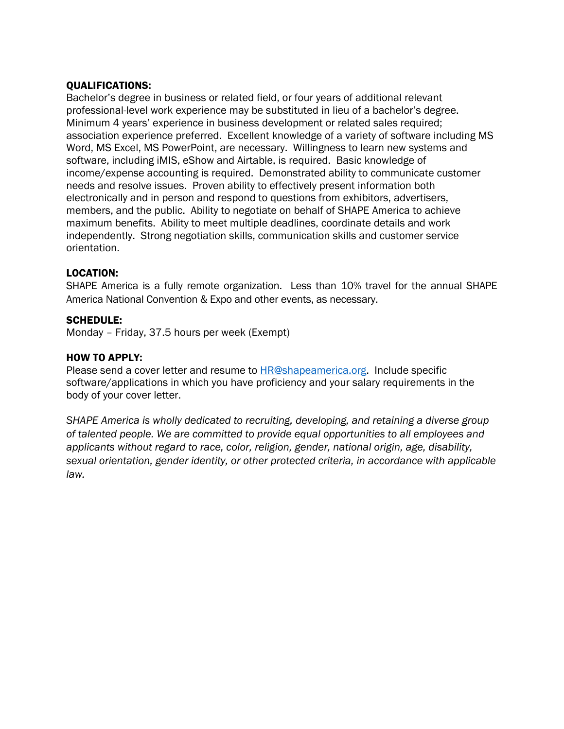**QUALIFICATIONS:**
Bachelor's degree in business or related field, or four years of additional relevant professional-level work experience may be substituted in lieu of a bachelor's degree. Minimum 4 years' experience in business development or related sales required; association experience preferred. Excellent knowledge of a variety of software including MS Word, MS Excel, MS PowerPoint, are necessary. Willingness to learn new systems and software, including iMIS, eShow and Airtable, is required. Basic knowledge of income/expense accounting is required. Demonstrated ability to communicate customer needs and resolve issues. Proven ability to effectively present information both electronically and in person and respond to questions from exhibitors, advertisers, members, and the public. Ability to negotiate on behalf of SHAPE America to achieve maximum benefits. Ability to meet multiple deadlines, coordinate details and work independently. Strong negotiation skills, communication skills and customer service orientation.

**LOCATION:**
SHAPE America is a fully remote organization. Less than 10% travel for the annual SHAPE America National Convention & Expo and other events, as necessary.

**SCHEDULE:**
Monday – Friday, 37.5 hours per week (Exempt)

**HOW TO APPLY:**
Please send a cover letter and resume to [HR@shapeamerica.org](mailto:HR@shapeamerica.org). Include specific software/applications in which you have proficiency and your salary requirements in the body of your cover letter.

*SHAPE America is wholly dedicated to recruiting, developing, and retaining a diverse group of talented people. We are committed to provide equal opportunities to all employees and applicants without regard to race, color, religion, gender, national origin, age, disability, sexual orientation, gender identity, or other protected criteria, in accordance with applicable law.*